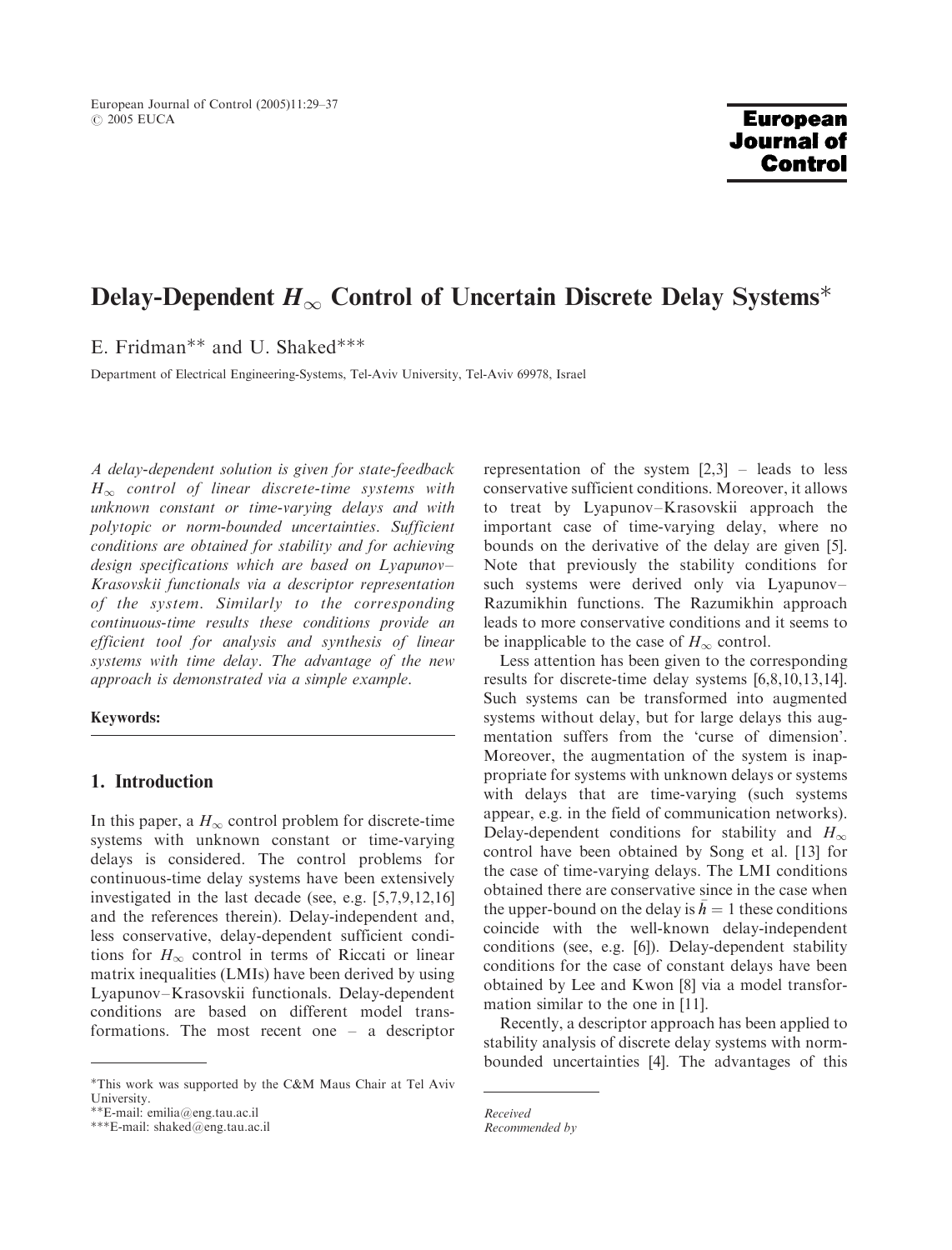# Delay-Dependent $H_\infty$ Control of Uncertain Discrete Delay Systems*

E. Fridman** and U. Shaked***

Department of Electrical Engineering-Systems, Tel-Aviv University, Tel-Aviv 69978, Israel

*A delay-dependent solution is given for state-feedback $H_\infty$ control of linear discrete-time systems with unknown constant or time-varying delays and with polytopic or norm-bounded uncertainties. Sufficient conditions are obtained for stability and for achieving design specifications which are based on Lyapunov–Krasovskii functionals via a descriptor representation of the system. Similarly to the corresponding continuous-time results these conditions provide an efficient tool for analysis and synthesis of linear systems with time delay. The advantage of the new approach is demonstrated via a simple example.*

**Keywords:**

## 1. Introduction

In this paper, a $H_\infty$ control problem for discrete-time systems with unknown constant or time-varying delays is considered. The control problems for continuous-time delay systems have been extensively investigated in the last decade (see, e.g. [5,7,9,12,16] and the references therein). Delay-independent and, less conservative, delay-dependent sufficient conditions for $H_\infty$ control in terms of Riccati or linear matrix inequalities (LMIs) have been derived by using Lyapunov–Krasovskii functionals. Delay-dependent conditions are based on different model transformations. The most recent one – a descriptor representation of the system [2,3] – leads to less conservative sufficient conditions. Moreover, it allows to treat by Lyapunov–Krasovskii approach the important case of time-varying delay, where no bounds on the derivative of the delay are given [5]. Note that previously the stability conditions for such systems were derived only via Lyapunov–Razumikhin functions. The Razumikhin approach leads to more conservative conditions and it seems to be inapplicable to the case of $H_\infty$ control.

Less attention has been given to the corresponding results for discrete-time delay systems [6,8,10,13,14]. Such systems can be transformed into augmented systems without delay, but for large delays this augmentation suffers from the 'curse of dimension'. Moreover, the augmentation of the system is inappropriate for systems with unknown delays or systems with delays that are time-varying (such systems appear, e.g. in the field of communication networks). Delay-dependent conditions for stability and $H_\infty$ control have been obtained by Song et al. [13] for the case of time-varying delays. The LMI conditions obtained there are conservative since in the case when the upper-bound on the delay is $\bar{h} = 1$ these conditions coincide with the well-known delay-independent conditions (see, e.g. [6]). Delay-dependent stability conditions for the case of constant delays have been obtained by Lee and Kwon [8] via a model transformation similar to the one in [11].

Recently, a descriptor approach has been applied to stability analysis of discrete delay systems with norm-bounded uncertainties [4]. The advantages of this

*This work was supported by the C&M Maus Chair at Tel Aviv University.
**E-mail: emilia@eng.tau.ac.il
***E-mail: shaked@eng.tau.ac.il

*Received*
*Recommended by*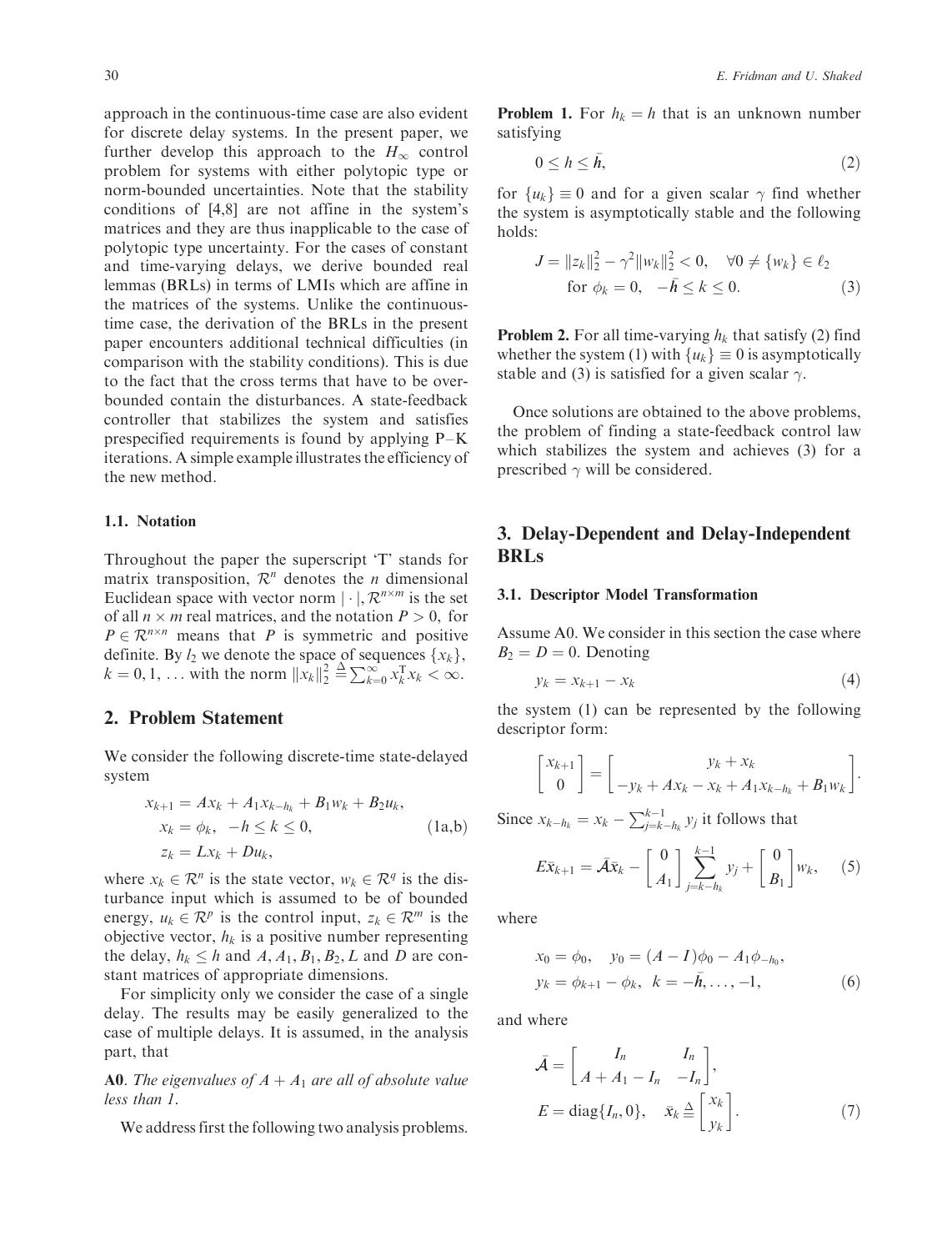approach in the continuous-time case are also evident for discrete delay systems. In the present paper, we further develop this approach to the $H_\infty$ control problem for systems with either polytopic type or norm-bounded uncertainties. Note that the stability conditions of [4,8] are not affine in the system's matrices and they are thus inapplicable to the case of polytopic type uncertainty. For the cases of constant and time-varying delays, we derive bounded real lemmas (BRLs) in terms of LMIs which are affine in the matrices of the systems. Unlike the continuous-time case, the derivation of the BRLs in the present paper encounters additional technical difficulties (in comparison with the stability conditions). This is due to the fact that the cross terms that have to be over-bounded contain the disturbances. A state-feedback controller that stabilizes the system and satisfies prespecified requirements is found by applying P–K iterations. A simple example illustrates the efficiency of the new method.

### 1.1. Notation

Throughout the paper the superscript 'T' stands for matrix transposition, $\mathcal{R}^n$ denotes the $n$ dimensional Euclidean space with vector norm $|\cdot|$, $\mathcal{R}^{n\times m}$ is the set of all $n \times m$ real matrices, and the notation $P > 0$, for $P \in \mathcal{R}^{n\times n}$ means that $P$ is symmetric and positive definite. By $l_2$ we denote the space of sequences $\{x_k\}$, $k = 0, 1, \ldots$ with the norm $\|x_k\|_2^2 \triangleq \sum_{k=0}^{\infty} x_k^{\mathrm{T}} x_k < \infty$.

## 2. Problem Statement

We consider the following discrete-time state-delayed system

$$
\begin{aligned}
x_{k+1} &= Ax_k + A_1 x_{k-h_k} + B_1 w_k + B_2 u_k,\\
x_k &= \phi_k, \quad -h \le k \le 0, \qquad\qquad (1\text{a,b})\\
z_k &= Lx_k + Du_k,
\end{aligned}
$$

where $x_k \in \mathcal{R}^n$ is the state vector, $w_k \in \mathcal{R}^q$ is the disturbance input which is assumed to be of bounded energy, $u_k \in \mathcal{R}^p$ is the control input, $z_k \in \mathcal{R}^m$ is the objective vector, $h_k$ is a positive number representing the delay, $h_k \le h$ and $A, A_1, B_1, B_2, L$ and $D$ are constant matrices of appropriate dimensions.

For simplicity only we consider the case of a single delay. The results may be easily generalized to the case of multiple delays. It is assumed, in the analysis part, that

**A0**. *The eigenvalues of $A + A_1$ are all of absolute value less than 1.*

We address first the following two analysis problems.

**Problem 1.** For $h_k = h$ that is an unknown number satisfying

$$
0 \le h \le \bar{h}, \tag{2}
$$

for $\{u_k\} \equiv 0$ and for a given scalar $\gamma$ find whether the system is asymptotically stable and the following holds:

$$
\begin{aligned}
J = \|z_k\|_2^2 - \gamma^2 \|w_k\|_2^2 < 0, \quad \forall 0 \ne \{w_k\} \in \ell_2\\
\text{for } \phi_k = 0, \quad -\bar{h} \le k \le 0.
\end{aligned} \tag{3}
$$

**Problem 2.** For all time-varying $h_k$ that satisfy (2) find whether the system (1) with $\{u_k\} \equiv 0$ is asymptotically stable and (3) is satisfied for a given scalar $\gamma$.

Once solutions are obtained to the above problems, the problem of finding a state-feedback control law which stabilizes the system and achieves (3) for a prescribed $\gamma$ will be considered.

## 3. Delay-Dependent and Delay-Independent BRLs

### 3.1. Descriptor Model Transformation

Assume A0. We consider in this section the case where $B_2 = D = 0$. Denoting

$$
y_k = x_{k+1} - x_k \tag{4}
$$

the system (1) can be represented by the following descriptor form:

$$
\begin{bmatrix} x_{k+1} \\ 0 \end{bmatrix} = \begin{bmatrix} y_k + x_k \\ -y_k + Ax_k - x_k + A_1 x_{k-h_k} + B_1 w_k \end{bmatrix}.
$$

Since $x_{k-h_k} = x_k - \sum_{j=k-h_k}^{k-1} y_j$ it follows that

$$
E\bar{x}_{k+1} = \bar{\mathcal{A}}\bar{x}_k - \begin{bmatrix} 0 \\ A_1 \end{bmatrix} \sum_{j=k-h_k}^{k-1} y_j + \begin{bmatrix} 0 \\ B_1 \end{bmatrix} w_k, \tag{5}
$$

where

$$
\begin{aligned}
&x_0 = \phi_0, \quad y_0 = (A - I)\phi_0 - A_1 \phi_{-h_0},\\
&y_k = \phi_{k+1} - \phi_k, \quad k = -\bar{h}, \ldots, -1,
\end{aligned} \tag{6}
$$

and where

$$
\begin{aligned}
\bar{\mathcal{A}} &= \begin{bmatrix} I_n & I_n \\ A + A_1 - I_n & -I_n \end{bmatrix},\\
E &= \mathrm{diag}\{I_n, 0\}, \quad \bar{x}_k \triangleq \begin{bmatrix} x_k \\ y_k \end{bmatrix}.
\end{aligned} \tag{7}
$$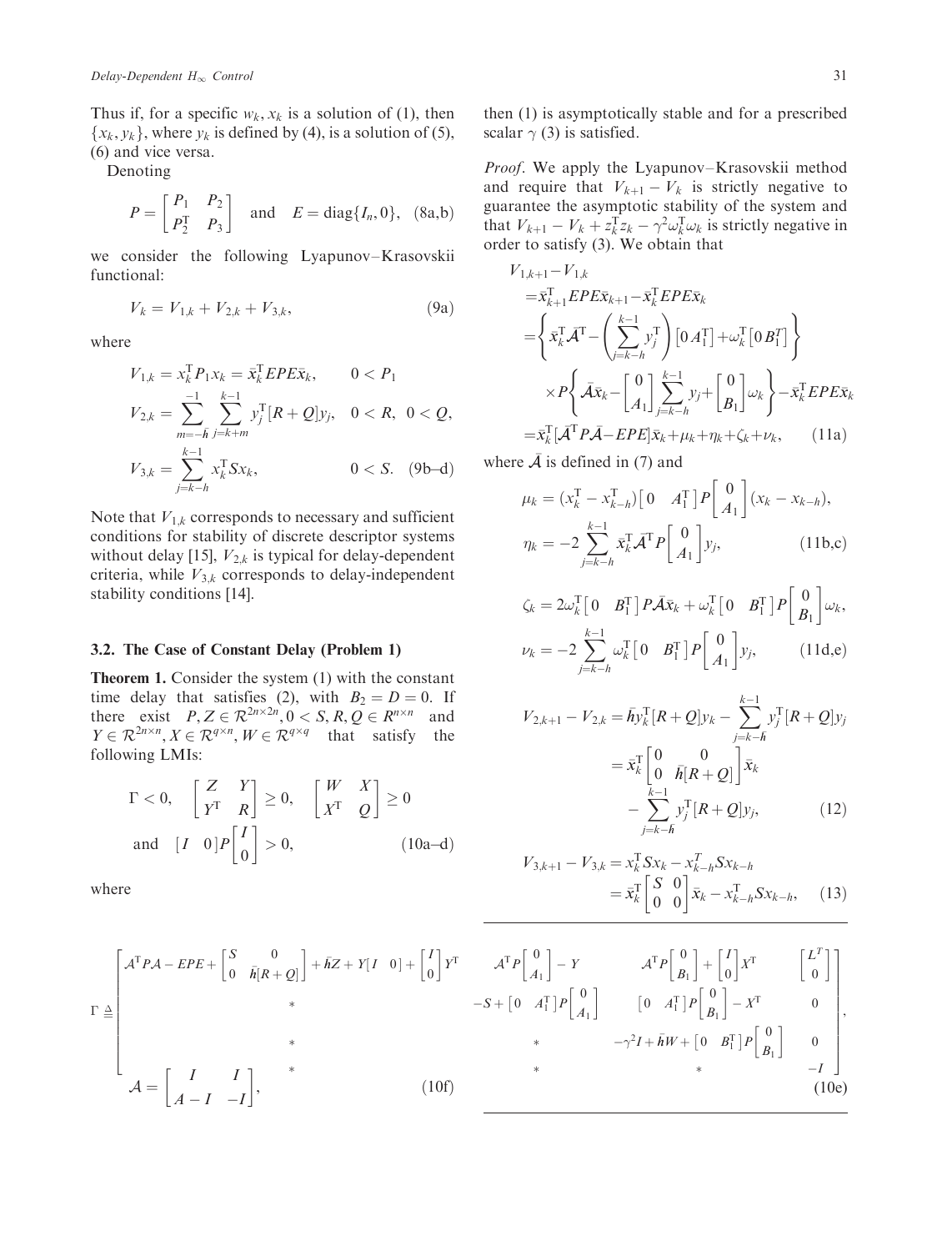Thus if, for a specific $w_k, x_k$ is a solution of (1), then $\{x_k, y_k\}$, where $y_k$ is defined by (4), is a solution of (5), (6) and vice versa.

Denoting

$$P = \begin{bmatrix} P_1 & P_2 \\ P_2^{\mathrm{T}} & P_3 \end{bmatrix} \quad \text{and} \quad E = \mathrm{diag}\{I_n, 0\}, \quad \text{(8a,b)}$$

we consider the following Lyapunov–Krasovskii functional:

$$V_k = V_{1,k} + V_{2,k} + V_{3,k}, \tag{9a}$$

where

$$V_{1,k} = x_k^{\mathrm{T}} P_1 x_k = \bar{x}_k^{\mathrm{T}} EPE\bar{x}_k, \qquad 0 < P_1$$

$$V_{2,k} = \sum_{m=-\bar{h}}^{-1} \sum_{j=k+m}^{k-1} y_j^{\mathrm{T}}[R+Q]y_j, \quad 0 < R,\ 0 < Q,$$

$$V_{3,k} = \sum_{j=k-h}^{k-1} x_k^{\mathrm{T}} S x_k, \qquad 0 < S. \quad \text{(9b–d)}$$

Note that $V_{1,k}$ corresponds to necessary and sufficient conditions for stability of discrete descriptor systems without delay [15], $V_{2,k}$ is typical for delay-dependent criteria, while $V_{3,k}$ corresponds to delay-independent stability conditions [14].

### 3.2. The Case of Constant Delay (Problem 1)

**Theorem 1.** Consider the system (1) with the constant time delay that satisfies (2), with $B_2 = D = 0$. If there exist $P, Z \in \mathcal{R}^{2n\times 2n}, 0 < S, R, Q \in R^{n\times n}$ and $Y \in \mathcal{R}^{2n\times n}, X \in \mathcal{R}^{q\times n}, W \in \mathcal{R}^{q\times q}$ that satisfy the following LMIs:

$$\Gamma < 0, \quad \begin{bmatrix} Z & Y \\ Y^{\mathrm{T}} & R \end{bmatrix} \geq 0, \quad \begin{bmatrix} W & X \\ X^{\mathrm{T}} & Q \end{bmatrix} \geq 0$$

$$\text{and} \quad [I \quad 0]P\begin{bmatrix} I \\ 0 \end{bmatrix} > 0, \tag{10a–d}$$

where

$$\Gamma \triangleq \begin{bmatrix} \mathcal{A}^{\mathrm{T}}P\mathcal{A} - EPE + \begin{bmatrix} S & 0 \\ 0 & \bar{h}[R+Q] \end{bmatrix} + \bar{h}Z + Y[I \quad 0] + \begin{bmatrix} I \\ 0 \end{bmatrix} Y^{\mathrm{T}} & \mathcal{A}^{\mathrm{T}}P\begin{bmatrix} 0 \\ A_1 \end{bmatrix} - Y & \mathcal{A}^{\mathrm{T}}P\begin{bmatrix} 0 \\ B_1 \end{bmatrix} + \begin{bmatrix} I \\ 0 \end{bmatrix}X^{\mathrm{T}} & \begin{bmatrix} L^T \\ 0 \end{bmatrix} \\ * & -S + \begin{bmatrix} 0 & A_1^{\mathrm{T}} \end{bmatrix}P\begin{bmatrix} 0 \\ A_1 \end{bmatrix} & \begin{bmatrix} 0 & A_1^{\mathrm{T}} \end{bmatrix}P\begin{bmatrix} 0 \\ B_1 \end{bmatrix} - X^{\mathrm{T}} & 0 \\ * & * & -\gamma^2 I + \bar{h}W + \begin{bmatrix} 0 & B_1^{\mathrm{T}} \end{bmatrix}P\begin{bmatrix} 0 \\ B_1 \end{bmatrix} & 0 \\ * & * & * & -I \end{bmatrix}, \tag{10e}$$

$$\mathcal{A} = \begin{bmatrix} I & I \\ A - I & -I \end{bmatrix}, \tag{10f}$$

then (1) is asymptotically stable and for a prescribed scalar $\gamma$ (3) is satisfied.

*Proof*. We apply the Lyapunov–Krasovskii method and require that $V_{k+1} - V_k$ is strictly negative to guarantee the asymptotic stability of the system and that $V_{k+1} - V_k + z_k^{\mathrm{T}} z_k - \gamma^2 \omega_k^{\mathrm{T}} \omega_k$ is strictly negative in order to satisfy (3). We obtain that

$$\begin{aligned} V_{1,k+1} - V_{1,k} &= \bar{x}_{k+1}^{\mathrm{T}} EPE\bar{x}_{k+1} - \bar{x}_k^{\mathrm{T}} EPE\bar{x}_k \\ &= \left\{ \bar{x}_k^{\mathrm{T}} \bar{\mathcal{A}}^{\mathrm{T}} - \left( \sum_{j=k-h}^{k-1} y_j^{\mathrm{T}} \right) \left[0\ A_1^{\mathrm{T}}\right] + \omega_k^{\mathrm{T}} \left[0\ B_1^{\mathrm{T}}\right] \right\} \\ &\quad \times P\left\{ \bar{\mathcal{A}}\bar{x}_k - \begin{bmatrix} 0 \\ A_1 \end{bmatrix} \sum_{j=k-h}^{k-1} y_j + \begin{bmatrix} 0 \\ B_1 \end{bmatrix} \omega_k \right\} - \bar{x}_k^{\mathrm{T}} EPE\bar{x}_k \\ &= \bar{x}_k^{\mathrm{T}} [\bar{\mathcal{A}}^{\mathrm{T}} P\bar{\mathcal{A}} - EPE]\bar{x}_k + \mu_k + \eta_k + \zeta_k + \nu_k, \end{aligned} \tag{11a}$$

where $\bar{\mathcal{A}}$ is defined in (7) and

$$\mu_k = (x_k^{\mathrm{T}} - x_{k-h}^{\mathrm{T}}) \begin{bmatrix} 0 & A_1^{\mathrm{T}} \end{bmatrix} P \begin{bmatrix} 0 \\ A_1 \end{bmatrix} (x_k - x_{k-h}),$$

$$\eta_k = -2 \sum_{j=k-h}^{k-1} \bar{x}_k^{\mathrm{T}} \bar{\mathcal{A}}^{\mathrm{T}} P \begin{bmatrix} 0 \\ A_1 \end{bmatrix} y_j, \tag{11b,c}$$

$$\zeta_k = 2\omega_k^{\mathrm{T}} \begin{bmatrix} 0 & B_1^{\mathrm{T}} \end{bmatrix} P\bar{\mathcal{A}}\bar{x}_k + \omega_k^{\mathrm{T}} \begin{bmatrix} 0 & B_1^{\mathrm{T}} \end{bmatrix} P \begin{bmatrix} 0 \\ B_1 \end{bmatrix} \omega_k,$$

$$\nu_k = -2 \sum_{j=k-h}^{k-1} \omega_k^{\mathrm{T}} \begin{bmatrix} 0 & B_1^{\mathrm{T}} \end{bmatrix} P \begin{bmatrix} 0 \\ A_1 \end{bmatrix} y_j, \tag{11d,e}$$

$$\begin{aligned} V_{2,k+1} - V_{2,k} &= \bar{h} y_k^{\mathrm{T}} [R+Q] y_k - \sum_{j=k-\bar{h}}^{k-1} y_j^{\mathrm{T}} [R+Q] y_j \\ &= \bar{x}_k^{\mathrm{T}} \begin{bmatrix} 0 & 0 \\ 0 & \bar{h}[R+Q] \end{bmatrix} \bar{x}_k - \sum_{j=k-\bar{h}}^{k-1} y_j^{\mathrm{T}} [R+Q] y_j, \end{aligned} \tag{12}$$

$$\begin{aligned} V_{3,k+1} - V_{3,k} &= x_k^{\mathrm{T}} S x_k - x_{k-h}^{T} S x_{k-h} \\ &= \bar{x}_k^{\mathrm{T}} \begin{bmatrix} S & 0 \\ 0 & 0 \end{bmatrix} \bar{x}_k - x_{k-h}^{\mathrm{T}} S x_{k-h}, \end{aligned} \tag{13}$$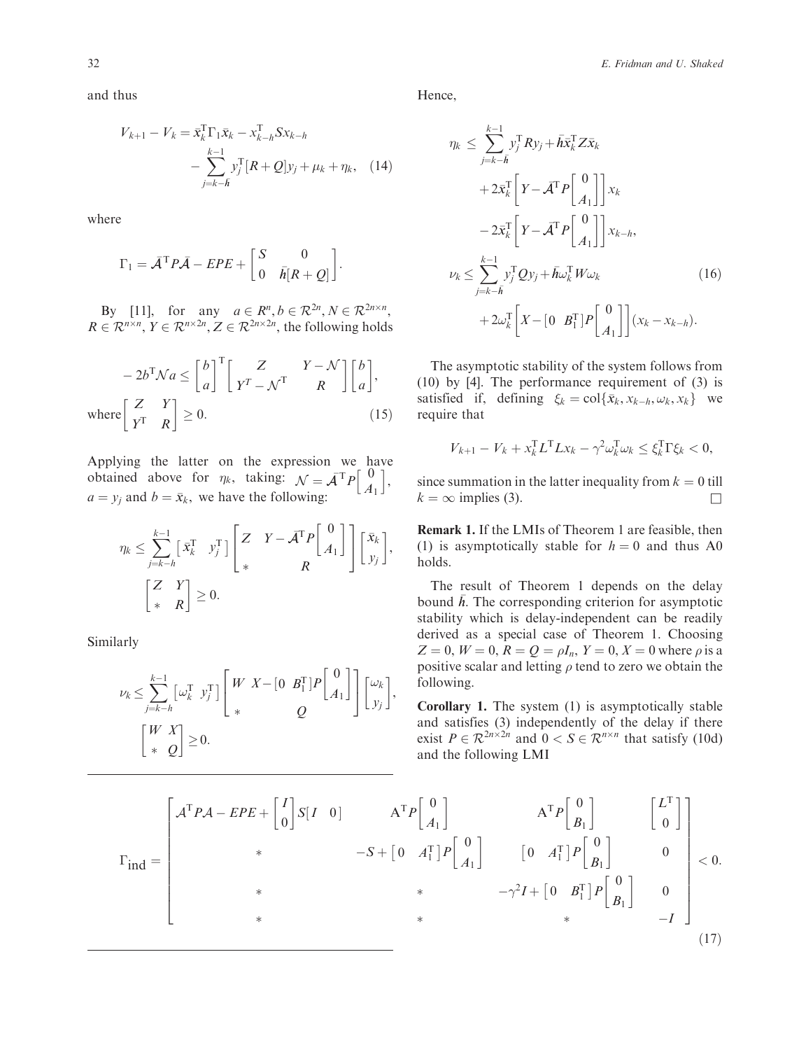and thus

$$
V_{k+1} - V_k = \bar{x}_k^{\mathrm{T}} \Gamma_1 \bar{x}_k - x_{k-h}^{\mathrm{T}} S x_{k-h} - \sum_{j=k-\bar{h}}^{k-1} y_j^{\mathrm{T}} [R + Q] y_j + \mu_k + \eta_k, \quad (14)
$$

where

$$
\Gamma_1 = \bar{\mathcal{A}}^{\mathrm{T}} P \bar{\mathcal{A}} - EPE + \begin{bmatrix} S & 0 \\ 0 & \bar{h}[R+Q] \end{bmatrix}.
$$

By [11], for any $a \in R^n, b \in \mathcal{R}^{2n}, N \in \mathcal{R}^{2n \times n}$, $R \in \mathcal{R}^{n \times n}$, $Y \in \mathcal{R}^{n \times 2n}$, $Z \in \mathcal{R}^{2n \times 2n}$, the following holds

$$
-2b^{\mathrm{T}} \mathcal{N} a \le \begin{bmatrix} b \\ a \end{bmatrix}^{\mathrm{T}} \begin{bmatrix} Z & Y - \mathcal{N} \\ Y^T - \mathcal{N}^{\mathrm{T}} & R \end{bmatrix} \begin{bmatrix} b \\ a \end{bmatrix},
$$

$$
\text{where} \begin{bmatrix} Z & Y \\ Y^{\mathrm{T}} & R \end{bmatrix} \ge 0. \quad (15)
$$

Applying the latter on the expression we have obtained above for $\eta_k$, taking: $\mathcal{N} = \bar{\mathcal{A}}^{\mathrm{T}} P \begin{bmatrix} 0 \\ A_1 \end{bmatrix}$, $a = y_j$ and $b = \bar{x}_k$, we have the following:

$$
\eta_k \le \sum_{j=k-h}^{k-1} \begin{bmatrix} \bar{x}_k^{\mathrm{T}} & y_j^{\mathrm{T}} \end{bmatrix} \begin{bmatrix} Z & Y - \bar{\mathcal{A}}^{\mathrm{T}} P \begin{bmatrix} 0 \\ A_1 \end{bmatrix} \\ * & R \end{bmatrix} \begin{bmatrix} \bar{x}_k \\ y_j \end{bmatrix},
$$

$$
\begin{bmatrix} Z & Y \\ * & R \end{bmatrix} \ge 0.
$$

Similarly

$$
\nu_k \le \sum_{j=k-h}^{k-1} \begin{bmatrix} \omega_k^{\mathrm{T}} & y_j^{\mathrm{T}} \end{bmatrix} \begin{bmatrix} W & X - \begin{bmatrix} 0 & B_1^{\mathrm{T}} \end{bmatrix} P \begin{bmatrix} 0 \\ A_1 \end{bmatrix} \\ * & Q \end{bmatrix} \begin{bmatrix} \omega_k \\ y_j \end{bmatrix},
$$

$$
\begin{bmatrix} W & X \\ * & Q \end{bmatrix} \ge 0.
$$

Hence,

$$
\begin{aligned}
\eta_k \le & \sum_{j=k-\bar{h}}^{k-1} y_j^{\mathrm{T}} R y_j + \bar{h} \bar{x}_k^{\mathrm{T}} Z \bar{x}_k \\
& + 2\bar{x}_k^{\mathrm{T}} \left[ Y - \bar{\mathcal{A}}^{\mathrm{T}} P \begin{bmatrix} 0 \\ A_1 \end{bmatrix} \right] x_k \\
& - 2\bar{x}_k^{\mathrm{T}} \left[ Y - \bar{\mathcal{A}}^{\mathrm{T}} P \begin{bmatrix} 0 \\ A_1 \end{bmatrix} \right] x_{k-h}, \\
\nu_k \le & \sum_{j=k-\bar{h}}^{k-1} y_j^{\mathrm{T}} Q y_j + \bar{h} \omega_k^{\mathrm{T}} W \omega_k \quad (16) \\
& + 2\omega_k^{\mathrm{T}} \left[ X - \begin{bmatrix} 0 & B_1^{\mathrm{T}} \end{bmatrix} P \begin{bmatrix} 0 \\ A_1 \end{bmatrix} \right] (x_k - x_{k-h}).
\end{aligned}
$$

The asymptotic stability of the system follows from (10) by [4]. The performance requirement of (3) is satisfied if, defining $\xi_k = \mathrm{col}\{\bar{x}_k, x_{k-h}, \omega_k, x_k\}$ we require that

$$
V_{k+1} - V_k + x_k^{\mathrm{T}} L^{\mathrm{T}} L x_k - \gamma^2 \omega_k^{\mathrm{T}} \omega_k \le \xi_k^{\mathrm{T}} \Gamma \xi_k < 0,
$$

since summation in the latter inequality from $k = 0$ till $k = \infty$ implies (3). □

**Remark 1.** If the LMIs of Theorem 1 are feasible, then (1) is asymptotically stable for $h = 0$ and thus A0 holds.

The result of Theorem 1 depends on the delay bound $\bar{h}$. The corresponding criterion for asymptotic stability which is delay-independent can be readily derived as a special case of Theorem 1. Choosing $Z = 0$, $W = 0$, $R = Q = \rho I_n$, $Y = 0$, $X = 0$ where $\rho$ is a positive scalar and letting $\rho$ tend to zero we obtain the following.

**Corollary 1.** The system (1) is asymptotically stable and satisfies (3) independently of the delay if there exist $P \in \mathcal{R}^{2n \times 2n}$ and $0 < S \in \mathcal{R}^{n \times n}$ that satisfy (10d) and the following LMI

$$
\Gamma_{\text{ind}} = \begin{bmatrix} \mathcal{A}^{\mathrm{T}} P \mathcal{A} - EPE + \begin{bmatrix} I \\ 0 \end{bmatrix} S \begin{bmatrix} I & 0 \end{bmatrix} & \mathrm{A}^{\mathrm{T}} P \begin{bmatrix} 0 \\ A_1 \end{bmatrix} & \mathrm{A}^{\mathrm{T}} P \begin{bmatrix} 0 \\ B_1 \end{bmatrix} & \begin{bmatrix} L^{\mathrm{T}} \\ 0 \end{bmatrix} \\ * & -S + \begin{bmatrix} 0 & A_1^{\mathrm{T}} \end{bmatrix} P \begin{bmatrix} 0 \\ A_1 \end{bmatrix} & \begin{bmatrix} 0 & A_1^{\mathrm{T}} \end{bmatrix} P \begin{bmatrix} 0 \\ B_1 \end{bmatrix} & 0 \\ * & * & -\gamma^2 I + \begin{bmatrix} 0 & B_1^{\mathrm{T}} \end{bmatrix} P \begin{bmatrix} 0 \\ B_1 \end{bmatrix} & 0 \\ * & * & * & -I \end{bmatrix} < 0. \quad (17)
$$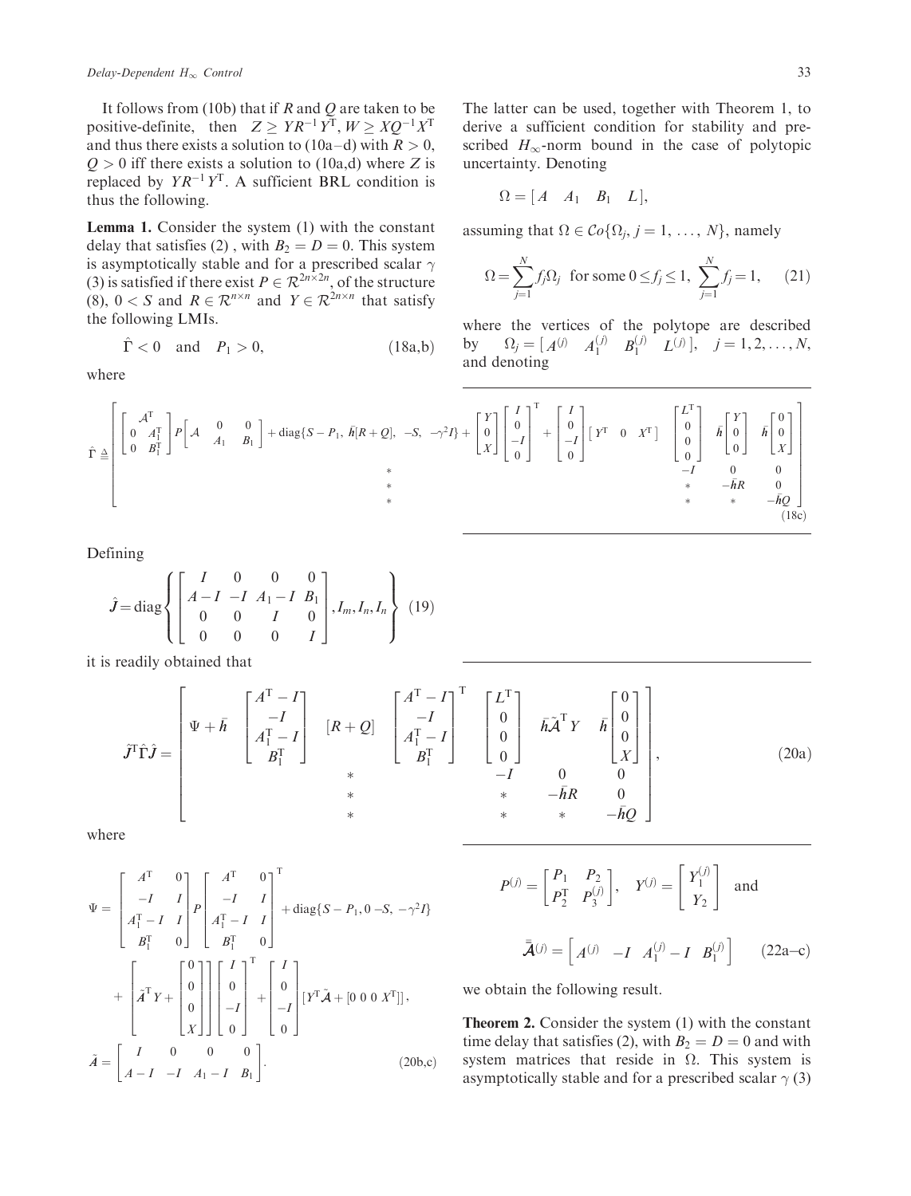It follows from (10b) that if $R$ and $Q$ are taken to be positive-definite, then $Z \geq YR^{-1}Y^{\mathrm{T}}, W \geq XQ^{-1}X^{\mathrm{T}}$ and thus there exists a solution to (10a–d) with $R > 0$, $Q > 0$ iff there exists a solution to (10a,d) where $Z$ is replaced by $YR^{-1}Y^{\mathrm{T}}$. A sufficient BRL condition is thus the following.

**Lemma 1.** Consider the system (1) with the constant delay that satisfies (2) , with $B_2 = D = 0$. This system is asymptotically stable and for a prescribed scalar $\gamma$ (3) is satisfied if there exist $P \in \mathcal{R}^{2n\times 2n}$, of the structure (8), $0 < S$ and $R \in \mathcal{R}^{n\times n}$ and $Y \in \mathcal{R}^{2n\times n}$ that satisfy the following LMIs.

$$\hat{\Gamma} < 0 \quad \text{and} \quad P_1 > 0, \tag{18a,b}$$

where

$$\hat{\Gamma} \triangleq \begin{bmatrix} \begin{bmatrix} \mathcal{A}^{\mathrm{T}} \\ \begin{matrix} 0 & A_1^{\mathrm{T}} \\ 0 & B_1^{\mathrm{T}} \end{matrix} \end{bmatrix} P \begin{bmatrix} \mathcal{A} & \begin{matrix} 0 & 0 \\ A_1 & B_1 \end{matrix} \end{bmatrix} + \mathrm{diag}\{S - P_1,\ \bar{h}[R+Q],\ -S,\ -\gamma^2 I\} + \begin{bmatrix} Y \\ 0 \\ X \end{bmatrix} \begin{bmatrix} I \\ 0 \\ -I \\ 0 \end{bmatrix}^{\mathrm{T}} + \begin{bmatrix} I \\ 0 \\ -I \\ 0 \end{bmatrix} \begin{bmatrix} Y^{\mathrm{T}} & 0 & X^{\mathrm{T}} \end{bmatrix} & \begin{bmatrix} L^{\mathrm{T}} \\ 0 \\ 0 \\ 0 \end{bmatrix} & \bar{h}\begin{bmatrix} Y \\ 0 \\ 0 \end{bmatrix} & \bar{h}\begin{bmatrix} 0 \\ 0 \\ X \end{bmatrix} \\ * & -I & 0 & 0 \\ * & * & -\bar{h}R & 0 \\ * & * & * & -\bar{h}Q \end{bmatrix} \tag{18c}$$

Defining

$$\hat{J} = \mathrm{diag}\left\{ \begin{bmatrix} I & 0 & 0 & 0 \\ A-I & -I & A_1 - I & B_1 \\ 0 & 0 & I & 0 \\ 0 & 0 & 0 & I \end{bmatrix}, I_m, I_n, I_n \right\} \tag{19}$$

it is readily obtained that

$$\hat{J}^{\mathrm{T}}\hat{\Gamma}\hat{J} = \begin{bmatrix} \Psi + \bar{h} \begin{bmatrix} A^{\mathrm{T}} - I \\ -I \\ A_1^{\mathrm{T}} - I \\ B_1^{\mathrm{T}} \end{bmatrix} [R+Q] \begin{bmatrix} A^{\mathrm{T}} - I \\ -I \\ A_1^{\mathrm{T}} - I \\ B_1^{\mathrm{T}} \end{bmatrix}^{\mathrm{T}} & \begin{bmatrix} L^{\mathrm{T}} \\ 0 \\ 0 \\ 0 \end{bmatrix} & \bar{h}\tilde{\mathcal{A}}^{\mathrm{T}} Y & \bar{h}\begin{bmatrix} 0 \\ 0 \\ 0 \\ X \end{bmatrix} \\ * & -I & 0 & 0 \\ * & * & -\bar{h}R & 0 \\ * & * & * & -\bar{h}Q \end{bmatrix}, \tag{20a}$$

where

$$\Psi = \begin{bmatrix} A^{\mathrm{T}} & 0 \\ -I & I \\ A_1^{\mathrm{T}} - I & I \\ B_1^{\mathrm{T}} & 0 \end{bmatrix} P \begin{bmatrix} A^{\mathrm{T}} & 0 \\ -I & I \\ A_1^{\mathrm{T}} - I & I \\ B_1^{\mathrm{T}} & 0 \end{bmatrix}^{\mathrm{T}} + \mathrm{diag}\{S - P_1, 0\ -S,\ -\gamma^2 I\}$$
$$+ \left[ \tilde{\mathcal{A}}^{\mathrm{T}} Y + \begin{bmatrix} 0 \\ 0 \\ 0 \\ X \end{bmatrix} \right] \begin{bmatrix} I \\ 0 \\ -I \\ 0 \end{bmatrix}^{\mathrm{T}} + \begin{bmatrix} I \\ 0 \\ -I \\ 0 \end{bmatrix} [Y^{\mathrm{T}}\tilde{\mathcal{A}} + [0\ 0\ 0\ X^{\mathrm{T}}]],$$

$$\tilde{\mathcal{A}} = \begin{bmatrix} I & 0 & 0 & 0 \\ A-I & -I & A_1 - I & B_1 \end{bmatrix}. \tag{20b,c}$$

The latter can be used, together with Theorem 1, to derive a sufficient condition for stability and prescribed $H_\infty$-norm bound in the case of polytopic uncertainty. Denoting

$$\Omega = [\,A \quad A_1 \quad B_1 \quad L\,],$$

assuming that $\Omega \in \mathcal{C}o\{\Omega_j, j = 1, \ldots, N\}$, namely

$$\Omega = \sum_{j=1}^{N} f_j \Omega_j \ \text{ for some } 0 \leq f_j \leq 1,\ \sum_{j=1}^{N} f_j = 1, \tag{21}$$

where the vertices of the polytope are described by $\Omega_j = [\,A^{(j)} \quad A_1^{(j)} \quad B_1^{(j)} \quad L^{(j)}\,],\quad j = 1, 2, \ldots, N,$ and denoting

$$P^{(j)} = \begin{bmatrix} P_1 & P_2 \\ P_2^{\mathrm{T}} & P_3^{(j)} \end{bmatrix}, \quad Y^{(j)} = \begin{bmatrix} Y_1^{(j)} \\ Y_2 \end{bmatrix} \quad \text{and}$$

$$\bar{\bar{\mathcal{A}}}^{(j)} = \begin{bmatrix} A^{(j)} & -I & A_1^{(j)} - I & B_1^{(j)} \end{bmatrix} \tag{22a–c}$$

we obtain the following result.

**Theorem 2.** Consider the system (1) with the constant time delay that satisfies (2), with $B_2 = D = 0$ and with system matrices that reside in $\Omega$. This system is asymptotically stable and for a prescribed scalar $\gamma$ (3)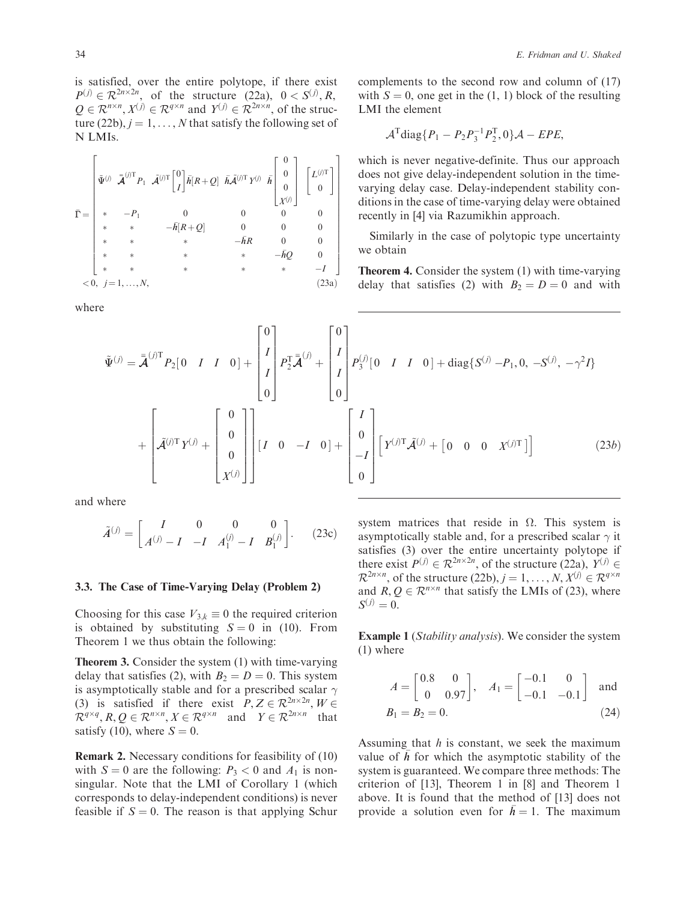is satisfied, over the entire polytope, if there exist $P^{(j)} \in \mathcal{R}^{2n\times 2n}$, of the structure (22a), $0 < S^{(j)}, R, Q \in \mathcal{R}^{n\times n}, X^{(j)} \in \mathcal{R}^{q\times n}$ and $Y^{(j)} \in \mathcal{R}^{2n\times n}$, of the structure (22b), $j = 1, \ldots, N$ that satisfy the following set of N LMIs.

$$
\bar{\Gamma} = \begin{bmatrix}
\tilde{\Psi}^{(j)} & \bar{\bar{\mathcal{A}}}^{(j)\mathrm{T}} P_1 & \tilde{A}^{(j)\mathrm{T}} \begin{bmatrix} 0 \\ I \end{bmatrix} \bar{h}[R+Q] & \bar{h}\tilde{A}^{(j)\mathrm{T}} Y^{(j)} & \bar{h}\begin{bmatrix} 0 \\ 0 \\ 0 \\ X^{(j)} \end{bmatrix} & \begin{bmatrix} L^{(j)\mathrm{T}} \\ 0 \end{bmatrix} \\
* & -P_1 & 0 & 0 & 0 & 0 \\
* & * & -\bar{h}[R+Q] & 0 & 0 & 0 \\
* & * & * & -\bar{h}R & 0 & 0 \\
* & * & * & * & -\bar{h}Q & 0 \\
* & * & * & * & * & -I
\end{bmatrix} < 0, \quad j = 1, \ldots, N, \tag{23a}
$$

where

$$
\tilde{\Psi}^{(j)} = \bar{\bar{\mathcal{A}}}^{(j)\mathrm{T}} P_2 [0 \quad I \quad I \quad 0] + \begin{bmatrix} 0 \\ I \\ I \\ 0 \end{bmatrix} P_2^{\mathrm{T}} \bar{\bar{\mathcal{A}}}^{(j)} + \begin{bmatrix} 0 \\ I \\ I \\ 0 \end{bmatrix} P_3^{(j)} [0 \quad I \quad I \quad 0] + \mathrm{diag}\{S^{(j)} - P_1, 0, -S^{(j)}, -\gamma^2 I\}
$$
$$
+ \left[ \tilde{A}^{(j)\mathrm{T}} Y^{(j)} + \begin{bmatrix} 0 \\ 0 \\ 0 \\ X^{(j)} \end{bmatrix} \right] [I \quad 0 \quad -I \quad 0] + \begin{bmatrix} I \\ 0 \\ -I \\ 0 \end{bmatrix} \left[ Y^{(j)\mathrm{T}} \tilde{A}^{(j)} + [0 \quad 0 \quad 0 \quad X^{(j)\mathrm{T}}] \right] \tag{23b}
$$

and where

$$
\tilde{A}^{(j)} = \begin{bmatrix} I & 0 & 0 & 0 \\ A^{(j)} - I & -I & A_1^{(j)} - I & B_1^{(j)} \end{bmatrix}. \tag{23c}
$$

### 3.3. The Case of Time-Varying Delay (Problem 2)

Choosing for this case $V_{3,k} \equiv 0$ the required criterion is obtained by substituting $S = 0$ in (10). From Theorem 1 we thus obtain the following:

**Theorem 3.** Consider the system (1) with time-varying delay that satisfies (2), with $B_2 = D = 0$. This system is asymptotically stable and for a prescribed scalar $\gamma$ (3) is satisfied if there exist $P, Z \in \mathcal{R}^{2n\times 2n}, W \in \mathcal{R}^{q\times q}, R, Q \in \mathcal{R}^{n\times n}, X \in \mathcal{R}^{q\times n}$ and $Y \in \mathcal{R}^{2n\times n}$ that satisfy (10), where $S = 0$.

**Remark 2.** Necessary conditions for feasibility of (10) with $S = 0$ are the following: $P_3 < 0$ and $A_1$ is non-singular. Note that the LMI of Corollary 1 (which corresponds to delay-independent conditions) is never feasible if $S = 0$. The reason is that applying Schur complements to the second row and column of (17) with $S = 0$, one get in the (1, 1) block of the resulting LMI the element

$$
\mathcal{A}^{\mathrm{T}} \mathrm{diag}\{P_1 - P_2 P_3^{-1} P_2^{\mathrm{T}}, 0\} \mathcal{A} - EPE,
$$

which is never negative-definite. Thus our approach does not give delay-independent solution in the time-varying delay case. Delay-independent stability conditions in the case of time-varying delay were obtained recently in [4] via Razumikhin approach.

Similarly in the case of polytopic type uncertainty we obtain

**Theorem 4.** Consider the system (1) with time-varying delay that satisfies (2) with $B_2 = D = 0$ and with system matrices that reside in $\Omega$. This system is asymptotically stable and, for a prescribed scalar $\gamma$ it satisfies (3) over the entire uncertainty polytope if there exist $P^{(j)} \in \mathcal{R}^{2n\times 2n}$, of the structure (22a), $Y^{(j)} \in \mathcal{R}^{2n\times n}$, of the structure (22b), $j = 1, \ldots, N, X^{(j)} \in \mathcal{R}^{q\times n}$ and $R, Q \in \mathcal{R}^{n\times n}$ that satisfy the LMIs of (23), where $S^{(j)} = 0$.

**Example 1** (*Stability analysis*). We consider the system (1) where

$$
A = \begin{bmatrix} 0.8 & 0 \\ 0 & 0.97 \end{bmatrix}, \quad A_1 = \begin{bmatrix} -0.1 & 0 \\ -0.1 & -0.1 \end{bmatrix} \quad \text{and}
$$
$$
B_1 = B_2 = 0. \tag{24}
$$

Assuming that $h$ is constant, we seek the maximum value of $\bar{h}$ for which the asymptotic stability of the system is guaranteed. We compare three methods: The criterion of [13], Theorem 1 in [8] and Theorem 1 above. It is found that the method of [13] does not provide a solution even for $\bar{h} = 1$. The maximum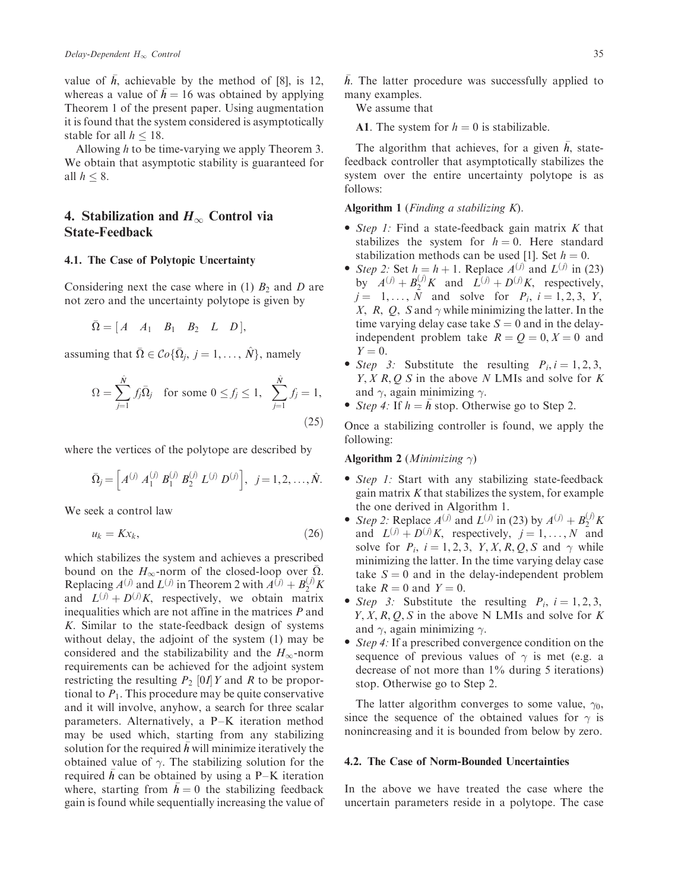value of $\bar{h}$, achievable by the method of [8], is 12, whereas a value of $\bar{h} = 16$ was obtained by applying Theorem 1 of the present paper. Using augmentation it is found that the system considered is asymptotically stable for all $h \leq 18$.

Allowing $h$ to be time-varying we apply Theorem 3. We obtain that asymptotic stability is guaranteed for all $h \leq 8$.

## 4. Stabilization and $H_\infty$ Control via State-Feedback

### 4.1. The Case of Polytopic Uncertainty

Considering next the case where in (1) $B_2$ and $D$ are not zero and the uncertainty polytope is given by

$$\bar{\Omega} = [A \quad A_1 \quad B_1 \quad B_2 \quad L \quad D],$$

assuming that $\bar{\Omega} \in \mathcal{C}o\{\bar{\Omega}_j,\ j = 1, \ldots, \hat{N}\}$, namely

$$\Omega = \sum_{j=1}^{\hat{N}} f_j \bar{\Omega}_j \quad \text{for some } 0 \leq f_j \leq 1, \quad \sum_{j=1}^{\hat{N}} f_j = 1, \tag{25}$$

where the vertices of the polytope are described by

$$\bar{\Omega}_j = \left[ A^{(j)}\ A_1^{(j)}\ B_1^{(j)}\ B_2^{(j)}\ L^{(j)}\ D^{(j)} \right], \quad j = 1, 2, \ldots, \hat{N}.$$

We seek a control law

$$u_k = K x_k, \tag{26}$$

which stabilizes the system and achieves a prescribed bound on the $H_\infty$-norm of the closed-loop over $\bar{\Omega}$. Replacing $A^{(j)}$ and $L^{(j)}$ in Theorem 2 with $A^{(j)} + B_2^{(j)} K$ and $L^{(j)} + D^{(j)} K$, respectively, we obtain matrix inequalities which are not affine in the matrices $P$ and $K$. Similar to the state-feedback design of systems without delay, the adjoint of the system (1) may be considered and the stabilizability and the $H_\infty$-norm requirements can be achieved for the adjoint system restricting the resulting $P_2$ $[0I]Y$ and $R$ to be proportional to $P_1$. This procedure may be quite conservative and it will involve, anyhow, a search for three scalar parameters. Alternatively, a P–K iteration method may be used which, starting from any stabilizing solution for the required $\bar{h}$ will minimize iteratively the obtained value of $\gamma$. The stabilizing solution for the required $\bar{h}$ can be obtained by using a P–K iteration where, starting from $\bar{h} = 0$ the stabilizing feedback gain is found while sequentially increasing the value of $\bar{h}$. The latter procedure was successfully applied to many examples.

We assume that

**A1**. The system for $h = 0$ is stabilizable.

The algorithm that achieves, for a given $\bar{h}$, state-feedback controller that asymptotically stabilizes the system over the entire uncertainty polytope is as follows:

**Algorithm 1** (*Finding a stabilizing K*).

- *Step 1:* Find a state-feedback gain matrix $K$ that stabilizes the system for $h = 0$. Here standard stabilization methods can be used [1]. Set $h = 0$.
- *Step 2:* Set $h = h + 1$. Replace $A^{(j)}$ and $L^{(j)}$ in (23) by $A^{(j)} + B_2^{(j)} K$ and $L^{(j)} + D^{(j)} K$, respectively, $j = 1, \ldots, N$ and solve for $P_i$, $i = 1, 2, 3$, $Y$, $X$, $R$, $Q$, $S$ and $\gamma$ while minimizing the latter. In the time varying delay case take $S = 0$ and in the delay-independent problem take $R = Q = 0, X = 0$ and $Y = 0$.
- *Step 3:* Substitute the resulting $P_i, i = 1, 2, 3$, $Y, X\ R, Q\ S$ in the above $N$ LMIs and solve for $K$ and $\gamma$, again minimizing $\gamma$.
- *Step 4:* If $h = \bar{h}$ stop. Otherwise go to Step 2.

Once a stabilizing controller is found, we apply the following:

**Algorithm 2** (*Minimizing $\gamma$*)

- *Step 1:* Start with any stabilizing state-feedback gain matrix $K$ that stabilizes the system, for example the one derived in Algorithm 1.
- *Step 2:* Replace $A^{(j)}$ and $L^{(j)}$ in (23) by $A^{(j)} + B_2^{(j)} K$ and $L^{(j)} + D^{(j)} K$, respectively, $j = 1, \ldots, N$ and solve for $P_i$, $i = 1, 2, 3$, $Y, X, R, Q, S$ and $\gamma$ while minimizing the latter. In the time varying delay case take $S = 0$ and in the delay-independent problem take $R = 0$ and $Y = 0$.
- *Step 3:* Substitute the resulting $P_i$, $i = 1, 2, 3$, $Y, X, R, Q, S$ in the above N LMIs and solve for $K$ and $\gamma$, again minimizing $\gamma$.
- *Step 4:* If a prescribed convergence condition on the sequence of previous values of $\gamma$ is met (e.g. a decrease of not more than 1% during 5 iterations) stop. Otherwise go to Step 2.

The latter algorithm converges to some value, $\gamma_0$, since the sequence of the obtained values for $\gamma$ is nonincreasing and it is bounded from below by zero.

### 4.2. The Case of Norm-Bounded Uncertainties

In the above we have treated the case where the uncertain parameters reside in a polytope. The case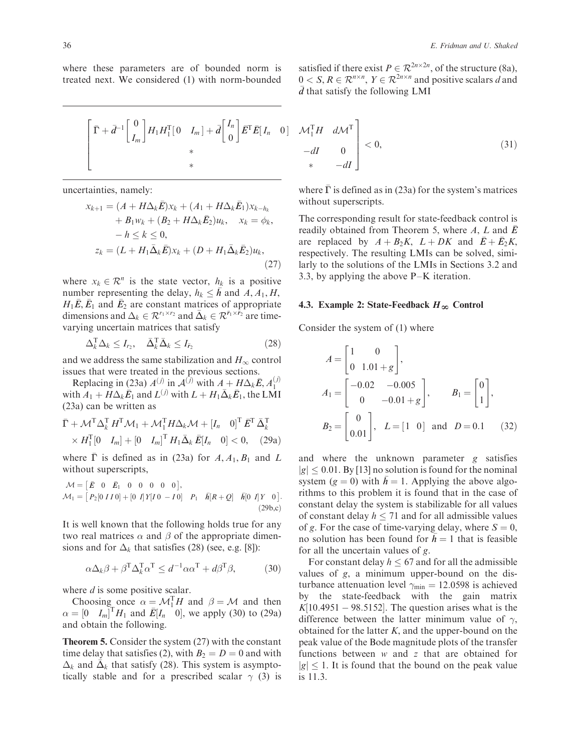where these parameters are of bounded norm is treated next. We considered (1) with norm-bounded uncertainties, namely:

$$
\begin{aligned}
x_{k+1} &= (A + H\Delta_k \bar{E})x_k + (A_1 + H\Delta_k \bar{E}_1)x_{k-h_k} \\
&\quad + B_1 w_k + (B_2 + H\Delta_k \bar{E}_2)u_k, \quad x_k = \phi_k, \\
&\quad -h \le k \le 0, \\
z_k &= (L + H_1 \bar{\Delta}_k \bar{E})x_k + (D + H_1 \bar{\Delta}_k \bar{E}_2)u_k,
\end{aligned}
\tag{27}
$$

where $x_k \in \mathcal{R}^n$ is the state vector, $h_k$ is a positive number representing the delay, $h_k \le \bar{h}$ and $A, A_1, H, H_1\bar{E}, \bar{E}_1$ and $\bar{E}_2$ are constant matrices of appropriate dimensions and $\Delta_k \in \mathcal{R}^{r_1 \times r_2}$ and $\bar{\Delta}_k \in \mathcal{R}^{\bar{r}_1 \times \bar{r}_2}$ are time-varying uncertain matrices that satisfy

$$
\Delta_k^{\mathrm{T}} \Delta_k \le I_{r_2}, \quad \bar{\Delta}_k^{\mathrm{T}} \bar{\Delta}_k \le I_{\bar{r}_2} \tag{28}
$$

and we address the same stabilization and $H_\infty$ control issues that were treated in the previous sections.

Replacing in (23a) $A^{(j)}$ in $\mathcal{A}^{(j)}$ with $A + H\Delta_k \bar{E}$, $A_1^{(j)}$ with $A_1 + H\Delta_k \bar{E}_1$ and $L^{(j)}$ with $L + H_1 \bar{\Delta}_k \bar{E}_1$, the LMI (23a) can be written as

$$
\begin{aligned}
&\bar{\Gamma} + \mathcal{M}^{\mathrm{T}} \Delta_k^{\mathrm{T}} H^{\mathrm{T}} \mathcal{M}_1 + \mathcal{M}_1^{\mathrm{T}} H \Delta_k \mathcal{M} + [I_n \quad 0]^{\mathrm{T}} \bar{E}^{\mathrm{T}} \bar{\Delta}_k^{\mathrm{T}} \\
&\times H_1^{\mathrm{T}} [0 \quad I_m] + [0 \quad I_m]^{\mathrm{T}} H_1 \bar{\Delta}_k \bar{E} [I_n \quad 0] < 0,
\end{aligned}
\tag{29a}
$$

where $\bar{\Gamma}$ is defined as in (23a) for $A, A_1, B_1$ and $L$ without superscripts,

$$
\begin{aligned}
\mathcal{M} &= \begin{bmatrix} \bar{E} & 0 & \bar{E}_1 & 0 & 0 & 0 & 0 & 0 \end{bmatrix}, \\
\mathcal{M}_1 &= \begin{bmatrix} P_2[0 \; I \; I \; 0] + [0 \; I] Y [I \; 0 \; -I \; 0] & P_1 & \bar{h}[R+Q] & \bar{h}[0 \; I] Y & 0 \end{bmatrix}.
\end{aligned}
\tag{29b,c}
$$

It is well known that the following holds true for any two real matrices $\alpha$ and $\beta$ of the appropriate dimensions and for $\Delta_k$ that satisfies (28) (see, e.g. [8]):

$$
\alpha \Delta_k \beta + \beta^{\mathrm{T}} \Delta_k^{\mathrm{T}} \alpha^{\mathrm{T}} \le d^{-1} \alpha \alpha^{\mathrm{T}} + d \beta^{\mathrm{T}} \beta, \tag{30}
$$

where $d$ is some positive scalar.

Choosing once $\alpha = \mathcal{M}_1^{\mathrm{T}} H$ and $\beta = \mathcal{M}$ and then $\alpha = [0 \quad I_m]^{\mathrm{T}} H_1$ and $\bar{E}[I_n \quad 0]$, we apply (30) to (29a) and obtain the following.

**Theorem 5.** Consider the system (27) with the constant time delay that satisfies (2), with $B_2 = D = 0$ and with $\Delta_k$ and $\bar{\Delta}_k$ that satisfy (28). This system is asymptotically stable and for a prescribed scalar $\gamma$ (3) is satisfied if there exist $P \in \mathcal{R}^{2n \times 2n}$, of the structure (8a), $0 < S, R \in \mathcal{R}^{n \times n}$, $Y \in \mathcal{R}^{2n \times n}$ and positive scalars $d$ and $\bar{d}$ that satisfy the following LMI

$$
\begin{bmatrix}
\bar{\Gamma} + \bar{d}^{-1} \begin{bmatrix} 0 \\ I_m \end{bmatrix} H_1 H_1^{\mathrm{T}} [0 \quad I_m] + \bar{d} \begin{bmatrix} I_n \\ 0 \end{bmatrix} \bar{E}^{\mathrm{T}} \bar{E} [I_n \quad 0] & \mathcal{M}_1^{\mathrm{T}} H & d\mathcal{M}^{\mathrm{T}} \\
* & -dI & 0 \\
* & * & -dI
\end{bmatrix} < 0,
\tag{31}
$$

where $\bar{\Gamma}$ is defined as in (23a) for the system's matrices without superscripts.

The corresponding result for state-feedback control is readily obtained from Theorem 5, where $A$, $L$ and $\bar{E}$ are replaced by $A + B_2 K$, $L + DK$ and $\bar{E} + \bar{E}_2 K$, respectively. The resulting LMIs can be solved, similarly to the solutions of the LMIs in Sections 3.2 and 3.3, by applying the above P–K iteration.

### 4.3. Example 2: State-Feedback $H_\infty$ Control

Consider the system of (1) where

$$
\begin{aligned}
A &= \begin{bmatrix} 1 & 0 \\ 0 & 1.01 + g \end{bmatrix}, \\
A_1 &= \begin{bmatrix} -0.02 & -0.005 \\ 0 & -0.01 + g \end{bmatrix}, \qquad B_1 = \begin{bmatrix} 0 \\ 1 \end{bmatrix}, \\
B_2 &= \begin{bmatrix} 0 \\ 0.01 \end{bmatrix}, \quad L = [1 \quad 0] \quad \text{and} \quad D = 0.1
\end{aligned}
\tag{32}
$$

and where the unknown parameter $g$ satisfies $|g| \le 0.01$. By [13] no solution is found for the nominal system ($g = 0$) with $\bar{h} = 1$. Applying the above algorithms to this problem it is found that in the case of constant delay the system is stabilizable for all values of constant delay $h \le 71$ and for all admissible values of $g$. For the case of time-varying delay, where $S = 0$, no solution has been found for $\bar{h} = 1$ that is feasible for all the uncertain values of $g$.

For constant delay $h \le 67$ and for all the admissible values of $g$, a minimum upper-bound on the disturbance attenuation level $\gamma_{\min} = 12.0598$ is achieved by the state-feedback with the gain matrix $K[10.4951 - 98.5152]$. The question arises what is the difference between the latter minimum value of $\gamma$, obtained for the latter $K$, and the upper-bound on the peak value of the Bode magnitude plots of the transfer functions between $w$ and $z$ that are obtained for $|g| \le 1$. It is found that the bound on the peak value is 11.3.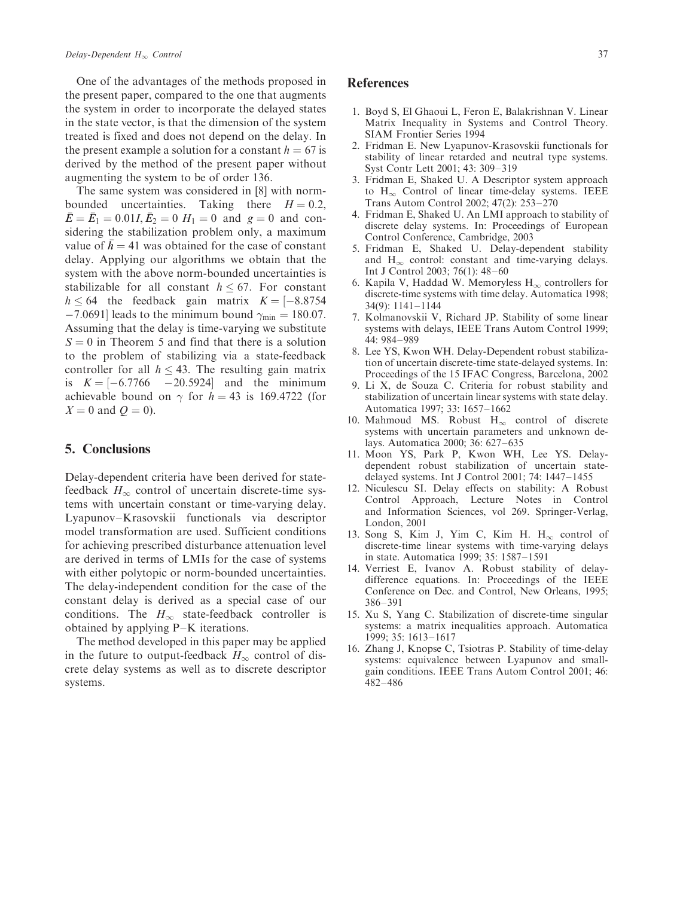One of the advantages of the methods proposed in the present paper, compared to the one that augments the system in order to incorporate the delayed states in the state vector, is that the dimension of the system treated is fixed and does not depend on the delay. In the present example a solution for a constant $h = 67$ is derived by the method of the present paper without augmenting the system to be of order 136.

The same system was considered in [8] with norm-bounded uncertainties. Taking there $H = 0.2$, $\bar{E} = \bar{E}_1 = 0.01I, \bar{E}_2 = 0$ $H_1 = 0$ and $g = 0$ and considering the stabilization problem only, a maximum value of $\bar{h} = 41$ was obtained for the case of constant delay. Applying our algorithms we obtain that the system with the above norm-bounded uncertainties is stabilizable for all constant $h \leq 67$. For constant $h \leq 64$ the feedback gain matrix $K = [-8.8754 \;\; -7.0691]$ leads to the minimum bound $\gamma_{\min} = 180.07$. Assuming that the delay is time-varying we substitute $S = 0$ in Theorem 5 and find that there is a solution to the problem of stabilizing via a state-feedback controller for all $h \leq 43$. The resulting gain matrix is $K = [-6.7766 \quad -20.5924]$ and the minimum achievable bound on $\gamma$ for $h = 43$ is 169.4722 (for $X = 0$ and $Q = 0$).

## 5. Conclusions

Delay-dependent criteria have been derived for state-feedback $H_\infty$ control of uncertain discrete-time systems with uncertain constant or time-varying delay. Lyapunov–Krasovskii functionals via descriptor model transformation are used. Sufficient conditions for achieving prescribed disturbance attenuation level are derived in terms of LMIs for the case of systems with either polytopic or norm-bounded uncertainties. The delay-independent condition for the case of the constant delay is derived as a special case of our conditions. The $H_\infty$ state-feedback controller is obtained by applying P–K iterations.

The method developed in this paper may be applied in the future to output-feedback $H_\infty$ control of discrete delay systems as well as to discrete descriptor systems.

## References

1. Boyd S, El Ghaoui L, Feron E, Balakrishnan V. Linear Matrix Inequality in Systems and Control Theory. SIAM Frontier Series 1994
2. Fridman E. New Lyapunov-Krasovskii functionals for stability of linear retarded and neutral type systems. Syst Contr Lett 2001; 43: 309–319
3. Fridman E, Shaked U. A Descriptor system approach to $H_\infty$ Control of linear time-delay systems. IEEE Trans Autom Control 2002; 47(2): 253–270
4. Fridman E, Shaked U. An LMI approach to stability of discrete delay systems. In: Proceedings of European Control Conference, Cambridge, 2003
5. Fridman E, Shaked U. Delay-dependent stability and $H_\infty$ control: constant and time-varying delays. Int J Control 2003; 76(1): 48–60
6. Kapila V, Haddad W. Memoryless $H_\infty$ controllers for discrete-time systems with time delay. Automatica 1998; 34(9): 1141–1144
7. Kolmanovskii V, Richard JP. Stability of some linear systems with delays, IEEE Trans Autom Control 1999; 44: 984–989
8. Lee YS, Kwon WH. Delay-Dependent robust stabilization of uncertain discrete-time state-delayed systems. In: Proceedings of the 15 IFAC Congress, Barcelona, 2002
9. Li X, de Souza C. Criteria for robust stability and stabilization of uncertain linear systems with state delay. Automatica 1997; 33: 1657–1662
10. Mahmoud MS. Robust $H_\infty$ control of discrete systems with uncertain parameters and unknown delays. Automatica 2000; 36: 627–635
11. Moon YS, Park P, Kwon WH, Lee YS. Delay-dependent robust stabilization of uncertain state-delayed systems. Int J Control 2001; 74: 1447–1455
12. Niculescu SI. Delay effects on stability: A Robust Control Approach, Lecture Notes in Control and Information Sciences, vol 269. Springer-Verlag, London, 2001
13. Song S, Kim J, Yim C, Kim H. $H_\infty$ control of discrete-time linear systems with time-varying delays in state. Automatica 1999; 35: 1587–1591
14. Verriest E, Ivanov A. Robust stability of delay-difference equations. In: Proceedings of the IEEE Conference on Dec. and Control, New Orleans, 1995; 386–391
15. Xu S, Yang C. Stabilization of discrete-time singular systems: a matrix inequalities approach. Automatica 1999; 35: 1613–1617
16. Zhang J, Knopse C, Tsiotras P. Stability of time-delay systems: equivalence between Lyapunov and small-gain conditions. IEEE Trans Autom Control 2001; 46: 482–486